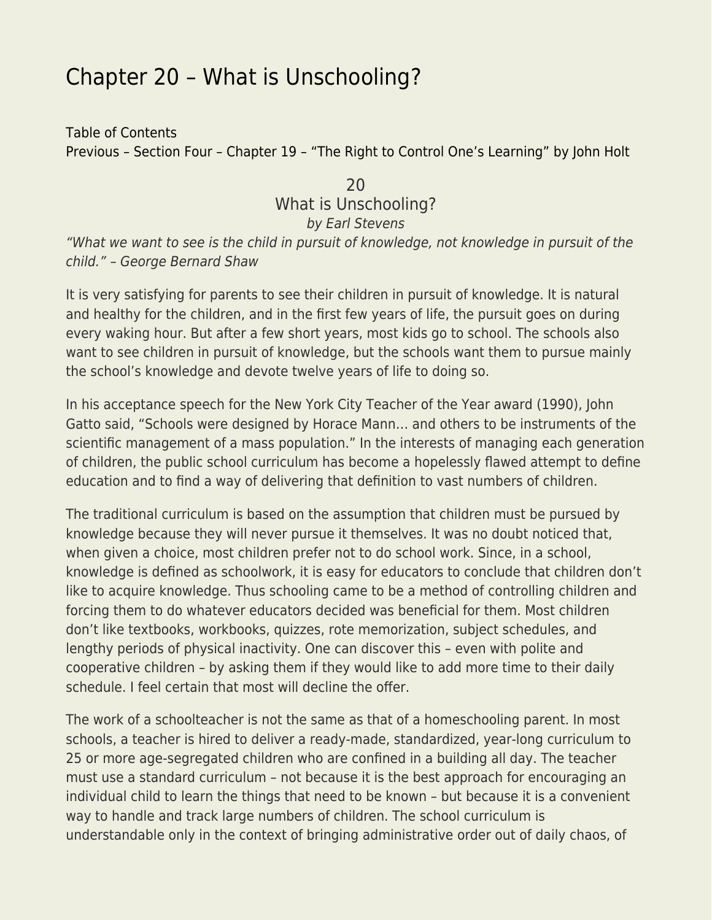# Chapter 20 – What is Unschooling?

Table of Contents
Previous – Section Four – Chapter 19 – “The Right to Control One’s Learning” by John Holt

20
What is Unschooling?
*by Earl Stevens*

*“What we want to see is the child in pursuit of knowledge, not knowledge in pursuit of the child.” – George Bernard Shaw*

It is very satisfying for parents to see their children in pursuit of knowledge. It is natural and healthy for the children, and in the first few years of life, the pursuit goes on during every waking hour. But after a few short years, most kids go to school. The schools also want to see children in pursuit of knowledge, but the schools want them to pursue mainly the school’s knowledge and devote twelve years of life to doing so.

In his acceptance speech for the New York City Teacher of the Year award (1990), John Gatto said, “Schools were designed by Horace Mann… and others to be instruments of the scientific management of a mass population.” In the interests of managing each generation of children, the public school curriculum has become a hopelessly flawed attempt to define education and to find a way of delivering that definition to vast numbers of children.

The traditional curriculum is based on the assumption that children must be pursued by knowledge because they will never pursue it themselves. It was no doubt noticed that, when given a choice, most children prefer not to do school work. Since, in a school, knowledge is defined as schoolwork, it is easy for educators to conclude that children don’t like to acquire knowledge. Thus schooling came to be a method of controlling children and forcing them to do whatever educators decided was beneficial for them. Most children don’t like textbooks, workbooks, quizzes, rote memorization, subject schedules, and lengthy periods of physical inactivity. One can discover this – even with polite and cooperative children – by asking them if they would like to add more time to their daily schedule. I feel certain that most will decline the offer.

The work of a schoolteacher is not the same as that of a homeschooling parent. In most schools, a teacher is hired to deliver a ready-made, standardized, year-long curriculum to 25 or more age-segregated children who are confined in a building all day. The teacher must use a standard curriculum – not because it is the best approach for encouraging an individual child to learn the things that need to be known – but because it is a convenient way to handle and track large numbers of children. The school curriculum is understandable only in the context of bringing administrative order out of daily chaos, of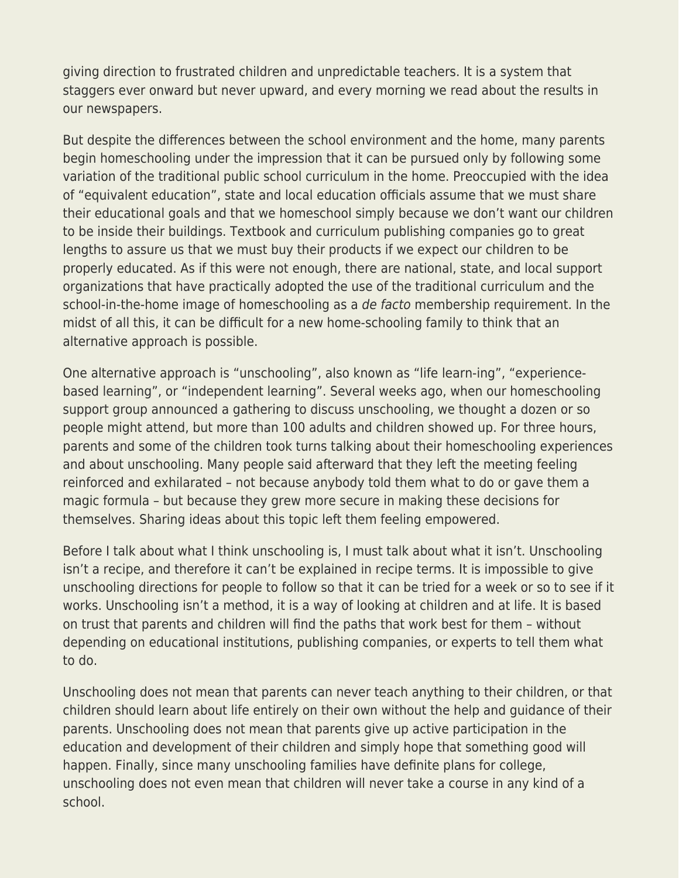giving direction to frustrated children and unpredictable teachers. It is a system that staggers ever onward but never upward, and every morning we read about the results in our newspapers.

But despite the differences between the school environment and the home, many parents begin homeschooling under the impression that it can be pursued only by following some variation of the traditional public school curriculum in the home. Preoccupied with the idea of "equivalent education", state and local education officials assume that we must share their educational goals and that we homeschool simply because we don't want our children to be inside their buildings. Textbook and curriculum publishing companies go to great lengths to assure us that we must buy their products if we expect our children to be properly educated. As if this were not enough, there are national, state, and local support organizations that have practically adopted the use of the traditional curriculum and the school-in-the-home image of homeschooling as a *de facto* membership requirement. In the midst of all this, it can be difficult for a new home-schooling family to think that an alternative approach is possible.

One alternative approach is "unschooling", also known as "life learn-ing", "experience-based learning", or "independent learning". Several weeks ago, when our homeschooling support group announced a gathering to discuss unschooling, we thought a dozen or so people might attend, but more than 100 adults and children showed up. For three hours, parents and some of the children took turns talking about their homeschooling experiences and about unschooling. Many people said afterward that they left the meeting feeling reinforced and exhilarated – not because anybody told them what to do or gave them a magic formula – but because they grew more secure in making these decisions for themselves. Sharing ideas about this topic left them feeling empowered.

Before I talk about what I think unschooling is, I must talk about what it isn't. Unschooling isn't a recipe, and therefore it can't be explained in recipe terms. It is impossible to give unschooling directions for people to follow so that it can be tried for a week or so to see if it works. Unschooling isn't a method, it is a way of looking at children and at life. It is based on trust that parents and children will find the paths that work best for them – without depending on educational institutions, publishing companies, or experts to tell them what to do.

Unschooling does not mean that parents can never teach anything to their children, or that children should learn about life entirely on their own without the help and guidance of their parents. Unschooling does not mean that parents give up active participation in the education and development of their children and simply hope that something good will happen. Finally, since many unschooling families have definite plans for college, unschooling does not even mean that children will never take a course in any kind of a school.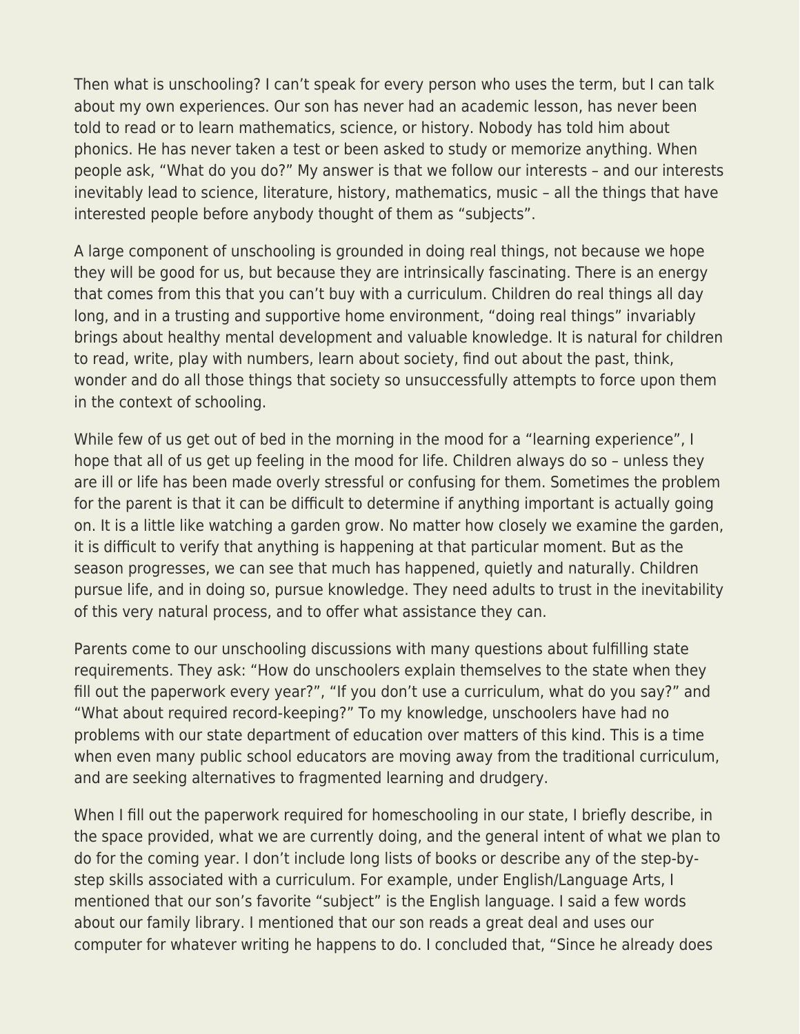Then what is unschooling? I can't speak for every person who uses the term, but I can talk about my own experiences. Our son has never had an academic lesson, has never been told to read or to learn mathematics, science, or history. Nobody has told him about phonics. He has never taken a test or been asked to study or memorize anything. When people ask, "What do you do?" My answer is that we follow our interests – and our interests inevitably lead to science, literature, history, mathematics, music – all the things that have interested people before anybody thought of them as "subjects".

A large component of unschooling is grounded in doing real things, not because we hope they will be good for us, but because they are intrinsically fascinating. There is an energy that comes from this that you can't buy with a curriculum. Children do real things all day long, and in a trusting and supportive home environment, "doing real things" invariably brings about healthy mental development and valuable knowledge. It is natural for children to read, write, play with numbers, learn about society, find out about the past, think, wonder and do all those things that society so unsuccessfully attempts to force upon them in the context of schooling.

While few of us get out of bed in the morning in the mood for a "learning experience", I hope that all of us get up feeling in the mood for life. Children always do so – unless they are ill or life has been made overly stressful or confusing for them. Sometimes the problem for the parent is that it can be difficult to determine if anything important is actually going on. It is a little like watching a garden grow. No matter how closely we examine the garden, it is difficult to verify that anything is happening at that particular moment. But as the season progresses, we can see that much has happened, quietly and naturally. Children pursue life, and in doing so, pursue knowledge. They need adults to trust in the inevitability of this very natural process, and to offer what assistance they can.

Parents come to our unschooling discussions with many questions about fulfilling state requirements. They ask: "How do unschoolers explain themselves to the state when they fill out the paperwork every year?", "If you don't use a curriculum, what do you say?" and "What about required record-keeping?" To my knowledge, unschoolers have had no problems with our state department of education over matters of this kind. This is a time when even many public school educators are moving away from the traditional curriculum, and are seeking alternatives to fragmented learning and drudgery.

When I fill out the paperwork required for homeschooling in our state, I briefly describe, in the space provided, what we are currently doing, and the general intent of what we plan to do for the coming year. I don't include long lists of books or describe any of the step-by-step skills associated with a curriculum. For example, under English/Language Arts, I mentioned that our son's favorite "subject" is the English language. I said a few words about our family library. I mentioned that our son reads a great deal and uses our computer for whatever writing he happens to do. I concluded that, "Since he already does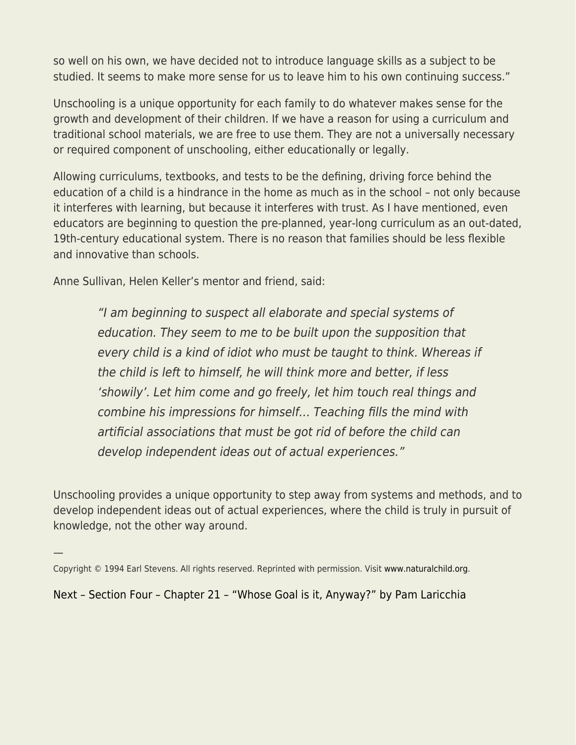so well on his own, we have decided not to introduce language skills as a subject to be studied. It seems to make more sense for us to leave him to his own continuing success."

Unschooling is a unique opportunity for each family to do whatever makes sense for the growth and development of their children. If we have a reason for using a curriculum and traditional school materials, we are free to use them. They are not a universally necessary or required component of unschooling, either educationally or legally.

Allowing curriculums, textbooks, and tests to be the defining, driving force behind the education of a child is a hindrance in the home as much as in the school – not only because it interferes with learning, but because it interferes with trust. As I have mentioned, even educators are beginning to question the pre-planned, year-long curriculum as an out-dated, 19th-century educational system. There is no reason that families should be less flexible and innovative than schools.

Anne Sullivan, Helen Keller's mentor and friend, said:

> *"I am beginning to suspect all elaborate and special systems of education. They seem to me to be built upon the supposition that every child is a kind of idiot who must be taught to think. Whereas if the child is left to himself, he will think more and better, if less 'showily'. Let him come and go freely, let him touch real things and combine his impressions for himself… Teaching fills the mind with artificial associations that must be got rid of before the child can develop independent ideas out of actual experiences."*

Unschooling provides a unique opportunity to step away from systems and methods, and to develop independent ideas out of actual experiences, where the child is truly in pursuit of knowledge, not the other way around.

—

Copyright © 1994 Earl Stevens. All rights reserved. Reprinted with permission. Visit www.naturalchild.org.

Next – Section Four – Chapter 21 – "Whose Goal is it, Anyway?" by Pam Laricchia